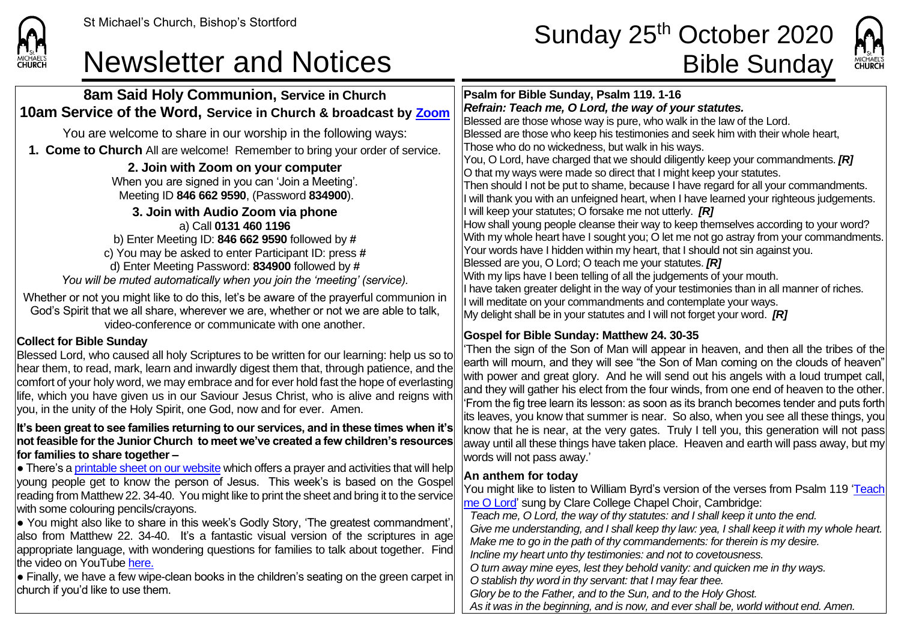St Michael's Church, Bishop's Stortford

# Newsletter and Notices

# Sunday 25th October 2020 Bible Sunday

## 8am Said Holy Communion, Service in Church

## 10am Service of the Word, Service in Church & broadcast by Zoom

You are welcome to share in our worship in the following ways:

**1. Come to Church** All are welcome! Remember to bring your order of service.

**2. Join with Zoom on your computer**

When you are signed in you can 'Join a Meeting'.
Meeting ID **846 662 9590**, (Password **834900**).

**3. Join with Audio Zoom via phone**

a) Call **0131 460 1196**
b) Enter Meeting ID: **846 662 9590** followed by **#**
c) You may be asked to enter Participant ID: press **#**
d) Enter Meeting Password: **834900** followed by **#**
*You will be muted automatically when you join the 'meeting' (service).*

Whether or not you might like to do this, let's be aware of the prayerful communion in God's Spirit that we all share, wherever we are, whether or not we are able to talk, video-conference or communicate with one another.

### Collect for Bible Sunday

Blessed Lord, who caused all holy Scriptures to be written for our learning: help us so to hear them, to read, mark, learn and inwardly digest them that, through patience, and the comfort of your holy word, we may embrace and for ever hold fast the hope of everlasting life, which you have given us in our Saviour Jesus Christ, who is alive and reigns with you, in the unity of the Holy Spirit, one God, now and for ever. Amen.

**It's been great to see families returning to our services, and in these times when it's not feasible for the Junior Church to meet we've created a few children's resources for families to share together –**

● There's a printable sheet on our website which offers a prayer and activities that will help young people get to know the person of Jesus. This week's is based on the Gospel reading from Matthew 22. 34-40. You might like to print the sheet and bring it to the service with some colouring pencils/crayons.

● You might also like to share in this week's Godly Story, 'The greatest commandment', also from Matthew 22. 34-40. It's a fantastic visual version of the scriptures in age appropriate language, with wondering questions for families to talk about together. Find the video on YouTube here.

● Finally, we have a few wipe-clean books in the children's seating on the green carpet in church if you'd like to use them.

### Psalm for Bible Sunday, Psalm 119. 1-16

***Refrain: Teach me, O Lord, the way of your statutes.***

Blessed are those whose way is pure, who walk in the law of the Lord.
Blessed are those who keep his testimonies and seek him with their whole heart,
Those who do no wickedness, but walk in his ways.
You, O Lord, have charged that we should diligently keep your commandments. ***[R]***
O that my ways were made so direct that I might keep your statutes.
Then should I not be put to shame, because I have regard for all your commandments.
I will thank you with an unfeigned heart, when I have learned your righteous judgements.
I will keep your statutes; O forsake me not utterly. ***[R]***
How shall young people cleanse their way to keep themselves according to your word?
With my whole heart have I sought you; O let me not go astray from your commandments.
Your words have I hidden within my heart, that I should not sin against you.
Blessed are you, O Lord; O teach me your statutes. ***[R]***
With my lips have I been telling of all the judgements of your mouth.
I have taken greater delight in the way of your testimonies than in all manner of riches.
I will meditate on your commandments and contemplate your ways.
My delight shall be in your statutes and I will not forget your word. ***[R]***

### Gospel for Bible Sunday: Matthew 24. 30-35

'Then the sign of the Son of Man will appear in heaven, and then all the tribes of the earth will mourn, and they will see "the Son of Man coming on the clouds of heaven" with power and great glory. And he will send out his angels with a loud trumpet call, and they will gather his elect from the four winds, from one end of heaven to the other. 'From the fig tree learn its lesson: as soon as its branch becomes tender and puts forth its leaves, you know that summer is near. So also, when you see all these things, you know that he is near, at the very gates. Truly I tell you, this generation will not pass away until all these things have taken place. Heaven and earth will pass away, but my words will not pass away.'

### An anthem for today

You might like to listen to William Byrd's version of the verses from Psalm 119 'Teach me O Lord' sung by Clare College Chapel Choir, Cambridge:

*Teach me, O Lord, the way of thy statutes: and I shall keep it unto the end.*
*Give me understanding, and I shall keep thy law: yea, I shall keep it with my whole heart.*
*Make me to go in the path of thy commandements: for therein is my desire.*
*Incline my heart unto thy testimonies: and not to covetousness.*
*O turn away mine eyes, lest they behold vanity: and quicken me in thy ways.*
*O stablish thy word in thy servant: that I may fear thee.*
*Glory be to the Father, and to the Sun, and to the Holy Ghost.*
*As it was in the beginning, and is now, and ever shall be, world without end. Amen.*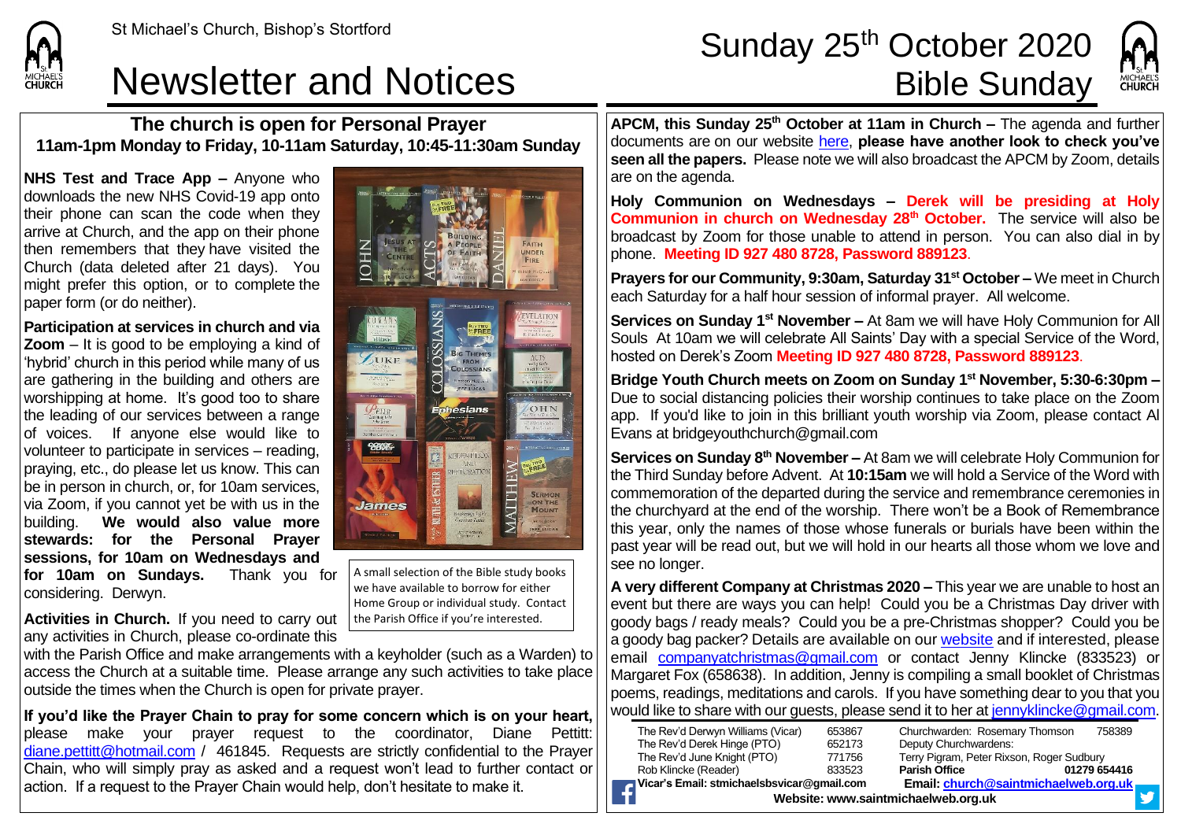St Michael's Church, Bishop's Stortford

# Newsletter and Notices

# Sunday 25th October 2020 Bible Sunday

## The church is open for Personal Prayer

**11am-1pm Monday to Friday, 10-11am Saturday, 10:45-11:30am Sunday**

**NHS Test and Trace App –** Anyone who downloads the new NHS Covid-19 app onto their phone can scan the code when they arrive at Church, and the app on their phone then remembers that they have visited the Church (data deleted after 21 days). You might prefer this option, or to complete the paper form (or do neither).

**Participation at services in church and via Zoom** – It is good to be employing a kind of 'hybrid' church in this period while many of us are gathering in the building and others are worshipping at home. It's good too to share the leading of our services between a range of voices. If anyone else would like to volunteer to participate in services – reading, praying, etc., do please let us know. This can be in person in church, or, for 10am services, via Zoom, if you cannot yet be with us in the building. **We would also value more stewards: for the Personal Prayer sessions, for 10am on Wednesdays and for 10am on Sundays.** Thank you for considering. Derwyn.

A small selection of the Bible study books we have available to borrow for either Home Group or individual study. Contact the Parish Office if you're interested.

**Activities in Church.** If you need to carry out any activities in Church, please co-ordinate this with the Parish Office and make arrangements with a keyholder (such as a Warden) to access the Church at a suitable time. Please arrange any such activities to take place outside the times when the Church is open for private prayer.

**If you'd like the Prayer Chain to pray for some concern which is on your heart,** please make your prayer request to the coordinator, Diane Pettitt: diane.pettitt@hotmail.com / 461845. Requests are strictly confidential to the Prayer Chain, who will simply pray as asked and a request won't lead to further contact or action. If a request to the Prayer Chain would help, don't hesitate to make it.

**APCM, this Sunday 25th October at 11am in Church –** The agenda and further documents are on our website here, **please have another look to check you've seen all the papers.** Please note we will also broadcast the APCM by Zoom, details are on the agenda.

**Holy Communion on Wednesdays – Derek will be presiding at Holy Communion in church on Wednesday 28th October.** The service will also be broadcast by Zoom for those unable to attend in person. You can also dial in by phone. **Meeting ID 927 480 8728, Password 889123**.

**Prayers for our Community, 9:30am, Saturday 31st October –** We meet in Church each Saturday for a half hour session of informal prayer. All welcome.

**Services on Sunday 1st November –** At 8am we will have Holy Communion for All Souls At 10am we will celebrate All Saints' Day with a special Service of the Word, hosted on Derek's Zoom **Meeting ID 927 480 8728, Password 889123**.

**Bridge Youth Church meets on Zoom on Sunday 1st November, 5:30-6:30pm –** Due to social distancing policies their worship continues to take place on the Zoom app. If you'd like to join in this brilliant youth worship via Zoom, please contact Al Evans at bridgeyouthchurch@gmail.com

**Services on Sunday 8th November –** At 8am we will celebrate Holy Communion for the Third Sunday before Advent. At **10:15am** we will hold a Service of the Word with commemoration of the departed during the service and remembrance ceremonies in the churchyard at the end of the worship. There won't be a Book of Remembrance this year, only the names of those whose funerals or burials have been within the past year will be read out, but we will hold in our hearts all those whom we love and see no longer.

**A very different Company at Christmas 2020 –** This year we are unable to host an event but there are ways you can help! Could you be a Christmas Day driver with goody bags / ready meals? Could you be a pre-Christmas shopper? Could you be a goody bag packer? Details are available on our website and if interested, please email companyatchristmas@gmail.com or contact Jenny Klincke (833523) or Margaret Fox (658638). In addition, Jenny is compiling a small booklet of Christmas poems, readings, meditations and carols. If you have something dear to you that you would like to share with our guests, please send it to her at jennyklincke@gmail.com.

| | | | |
|---|---|---|---|
| The Rev'd Derwyn Williams (Vicar) | 653867 | Churchwarden: Rosemary Thomson | 758389 |
| The Rev'd Derek Hinge (PTO) | 652173 | Deputy Churchwardens: | |
| The Rev'd June Knight (PTO) | 771756 | Terry Pigram, Peter Rixson, Roger Sudbury | |
| Rob Klincke (Reader) | 833523 | **Parish Office** | **01279 654416** |

**Vicar's Email: stmichaelsbsvicar@gmail.com** **Email: church@saintmichaelweb.org.uk**

**Website: www.saintmichaelweb.org.uk**